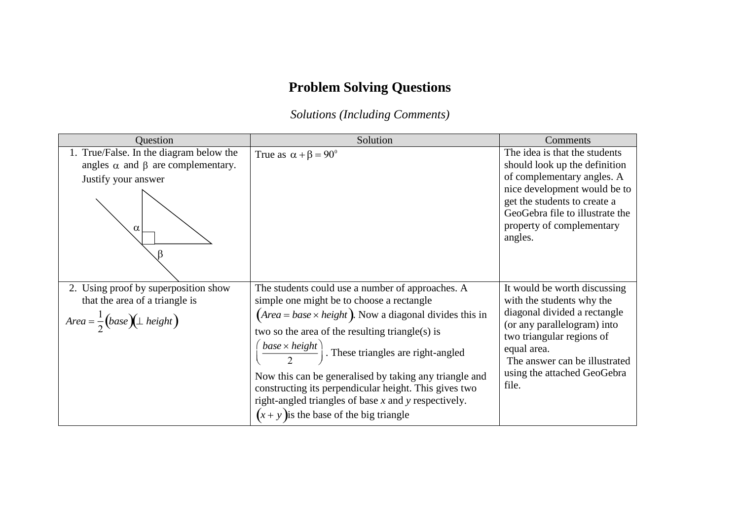# Problem Solving Questions

*Solutions (Including Comments)*

| Question | Solution | Comments |
|---|---|---|
| 1. True/False. In the diagram below the angles $\alpha$ and $\beta$ are complementary. Justify your answer | True as $\alpha + \beta = 90^0$ | The idea is that the students should look up the definition of complementary angles. A nice development would be to get the students to create a GeoGebra file to illustrate the property of complementary angles. |
| 2. Using proof by superposition show that the area of a triangle is $Area = \frac{1}{2}(base)(\perp height)$ | The students could use a number of approaches. A simple one might be to choose a rectangle $(Area = base \times height)$. Now a diagonal divides this in two so the area of the resulting triangle(s) is $\left(\frac{base \times height}{2}\right)$. These triangles are right-angled<br><br>Now this can be generalised by taking any triangle and constructing its perpendicular height. This gives two right-angled triangles of base *x* and *y* respectively. $(x + y)$ is the base of the big triangle | It would be worth discussing with the students why the diagonal divided a rectangle (or any parallelogram) into two triangular regions of equal area.<br><br>The answer can be illustrated using the attached GeoGebra file. |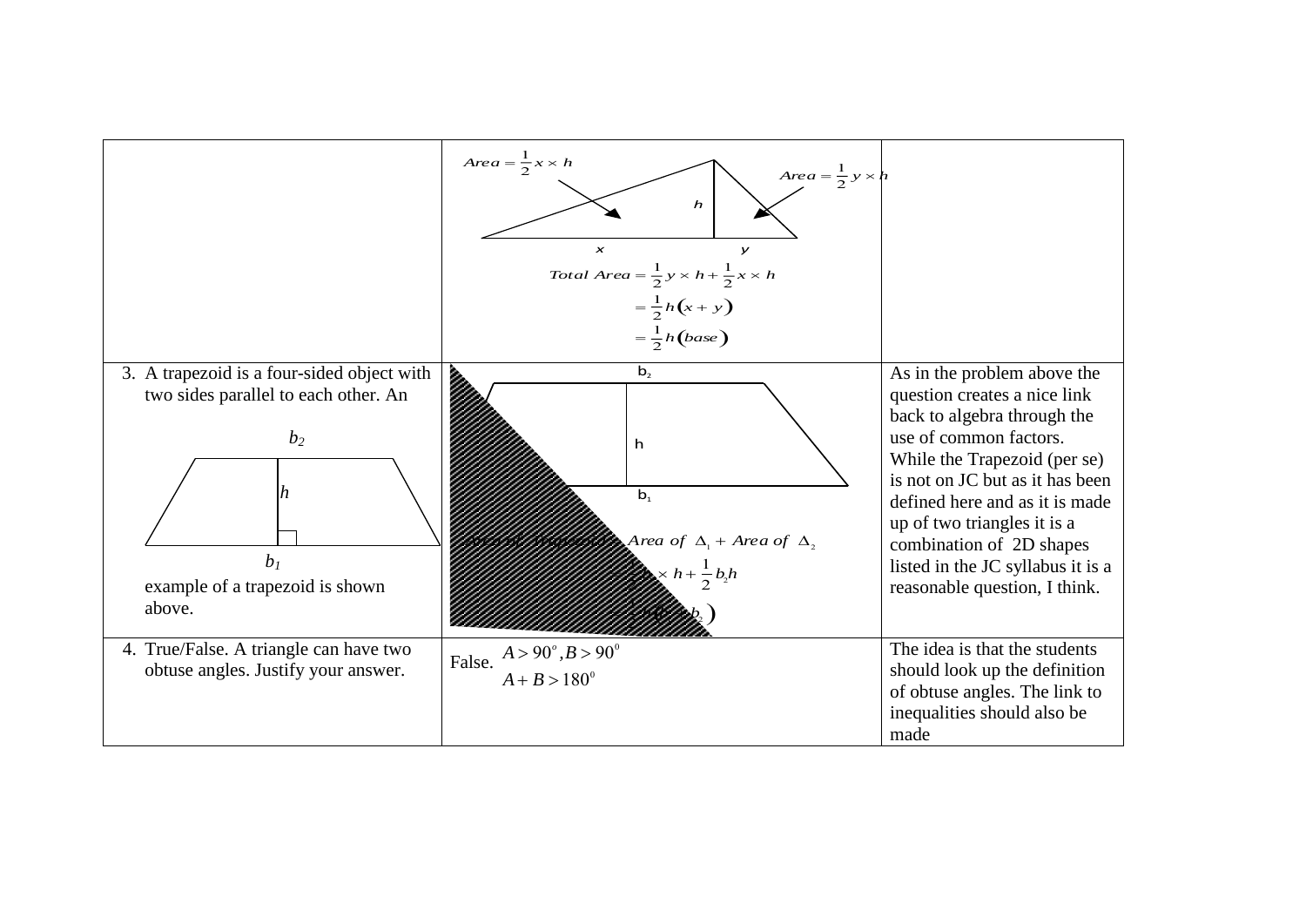| | | |
|---|---|---|
| | $Area = \frac{1}{2} x \times h$ <br> $Area = \frac{1}{2} y \times h$ <br> $h$ <br> $x$ $y$ <br> $Total\ Area = \frac{1}{2} y \times h + \frac{1}{2} x \times h$ <br> $= \frac{1}{2} h(x + y)$ <br> $= \frac{1}{2} h(base)$ | |
| 3. A trapezoid is a four-sided object with two sides parallel to each other. An <br> $b_2$ <br> $h$ <br> $b_1$ <br> example of a trapezoid is shown above. | $b_2$ <br> h <br> $b_1$ <br> $Area\ of\ trapezoid = Area\ of\ \Delta_1 + Area\ of\ \Delta_2$ <br> $= \frac{1}{2} b_1 \times h + \frac{1}{2} b_2 h$ <br> $= \frac{1}{2} h(b_1 + b_2)$ | As in the problem above the question creates a nice link back to algebra through the use of common factors. While the Trapezoid (per se) is not on JC but as it has been defined here and as it is made up of two triangles it is a combination of 2D shapes listed in the JC syllabus it is a reasonable question, I think. |
| 4. True/False. A triangle can have two obtuse angles. Justify your answer. | False. $A > 90^o, B > 90^0$ <br> $A + B > 180^0$ | The idea is that the students should look up the definition of obtuse angles. The link to inequalities should also be made |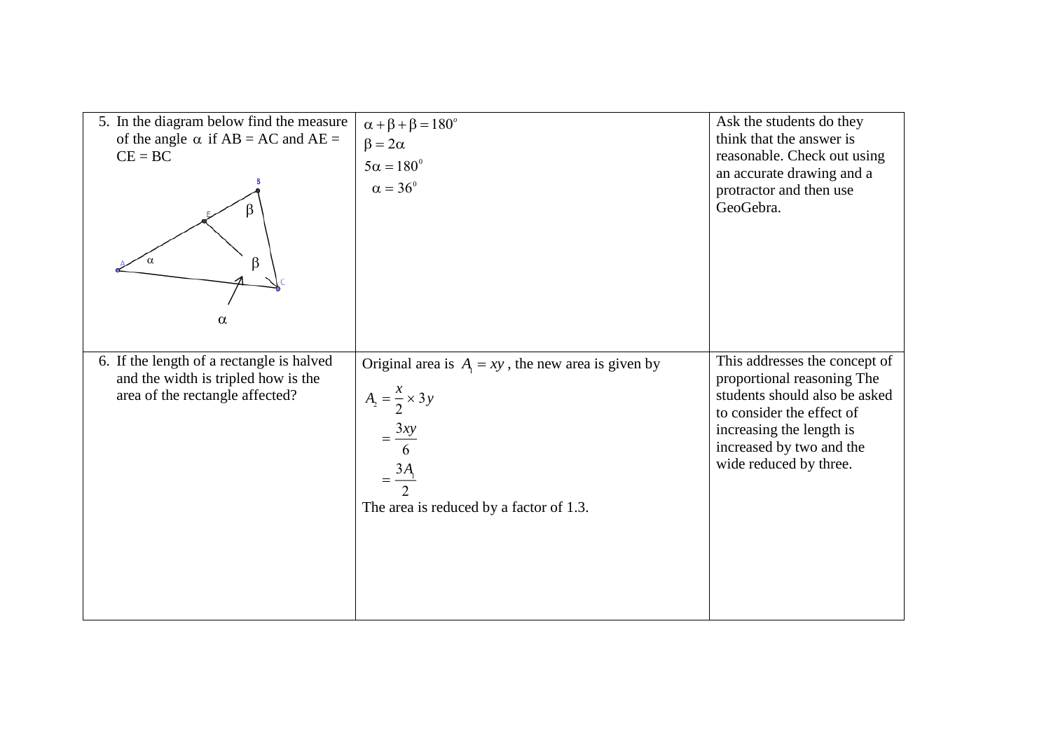| | | |
|---|---|---|
| 5. In the diagram below find the measure of the angle $\alpha$ if AB = AC and AE = CE = BC | $\alpha + \beta + \beta = 180^o$<br>$\beta = 2\alpha$<br>$5\alpha = 180^0$<br>$\alpha = 36^0$ | Ask the students do they think that the answer is reasonable. Check out using an accurate drawing and a protractor and then use GeoGebra. |
| 6. If the length of a rectangle is halved and the width is tripled how is the area of the rectangle affected? | Original area is $A_1 = xy$, the new area is given by<br>$A_2 = \frac{x}{2} \times 3y$<br>$= \frac{3xy}{6}$<br>$= \frac{3A_1}{2}$<br>The area is reduced by a factor of 1.3. | This addresses the concept of proportional reasoning The students should also be asked to consider the effect of increasing the length is increased by two and the wide reduced by three. |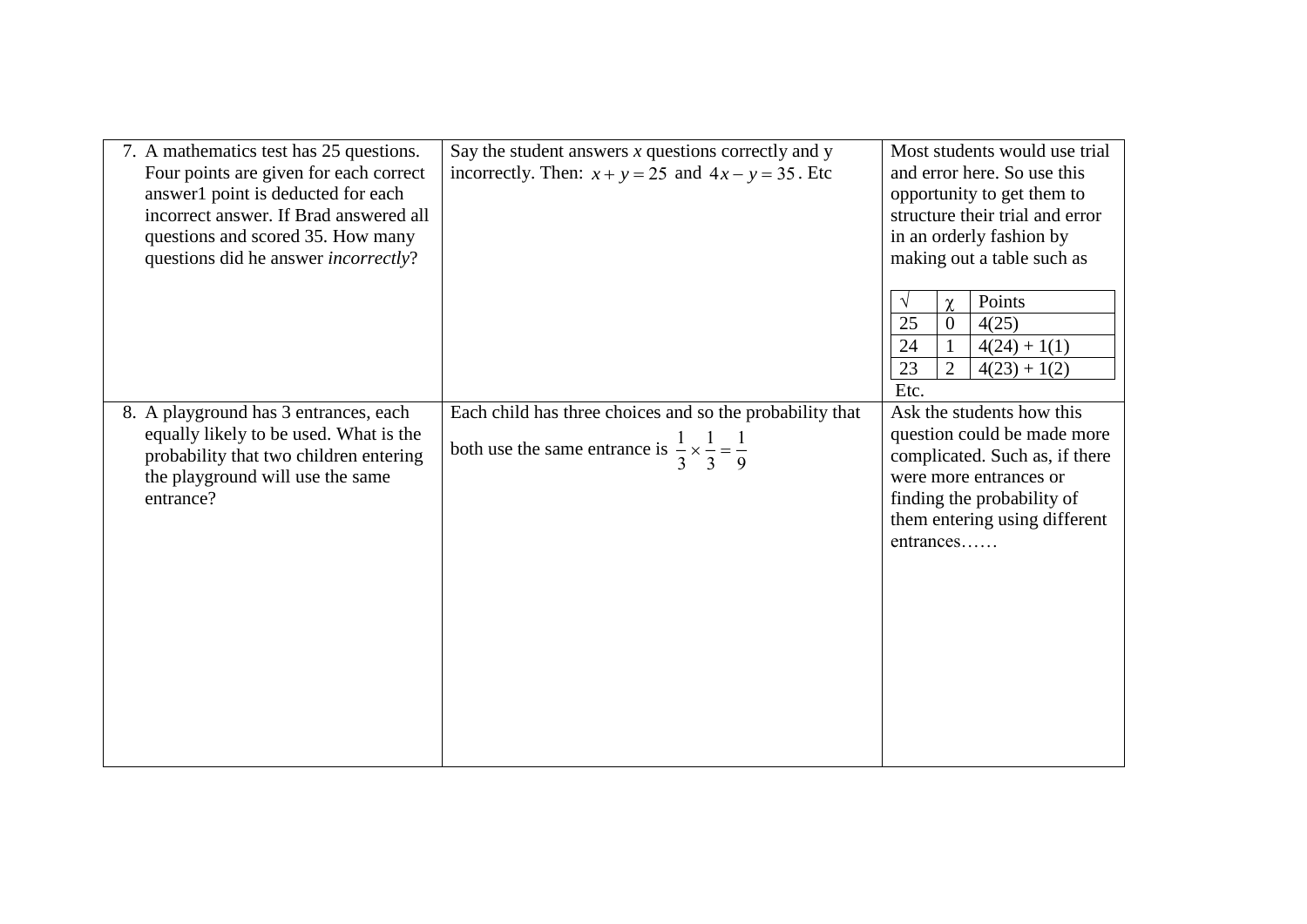| | | |
|---|---|---|
| 7. A mathematics test has 25 questions. Four points are given for each correct answer1 point is deducted for each incorrect answer. If Brad answered all questions and scored 35. How many questions did he answer *incorrectly*? | Say the student answers $x$ questions correctly and y incorrectly. Then: $x + y = 25$ and $4x - y = 35$. Etc | Most students would use trial and error here. So use this opportunity to get them to structure their trial and error in an orderly fashion by making out a table such as<br><br>√ \| χ \| Points<br>25 \| 0 \| 4(25)<br>24 \| 1 \| 4(24) + 1(1)<br>23 \| 2 \| 4(23) + 1(2)<br>Etc. |
| 8. A playground has 3 entrances, each equally likely to be used. What is the probability that two children entering the playground will use the same entrance? | Each child has three choices and so the probability that both use the same entrance is $\frac{1}{3} \times \frac{1}{3} = \frac{1}{9}$ | Ask the students how this question could be made more complicated. Such as, if there were more entrances or finding the probability of them entering using different entrances…… |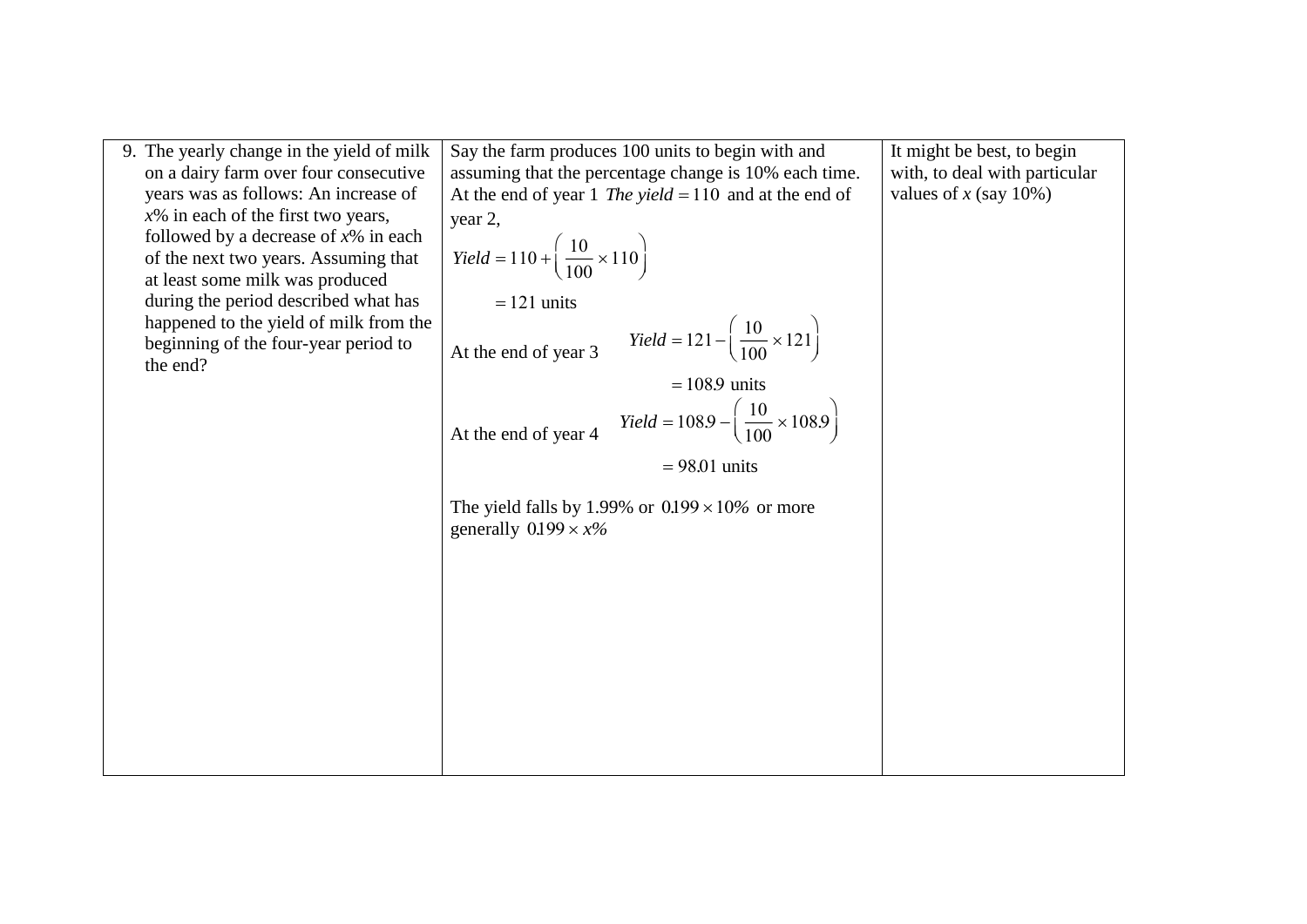| | | |
|---|---|---|
| 9. The yearly change in the yield of milk on a dairy farm over four consecutive years was as follows: An increase of $x$% in each of the first two years, followed by a decrease of $x$% in each of the next two years. Assuming that at least some milk was produced during the period described what has happened to the yield of milk from the beginning of the four-year period to the end? | Say the farm produces 100 units to begin with and assuming that the percentage change is 10% each time. At the end of year 1 $\textit{The yield} = 110$ and at the end of year 2, $\textit{Yield} = 110 + \left(\frac{10}{100} \times 110\right)$ $= 121$ units<br><br>At the end of year 3 $\textit{Yield} = 121 - \left(\frac{10}{100} \times 121\right)$ $= 108.9$ units<br><br>At the end of year 4 $\textit{Yield} = 108.9 - \left(\frac{10}{100} \times 108.9\right)$ $= 98.01$ units<br><br>The yield falls by 1.99% or $0.199 \times 10\%$ or more generally $0.199 \times x\%$ | It might be best, to begin with, to deal with particular values of $x$ (say 10%) |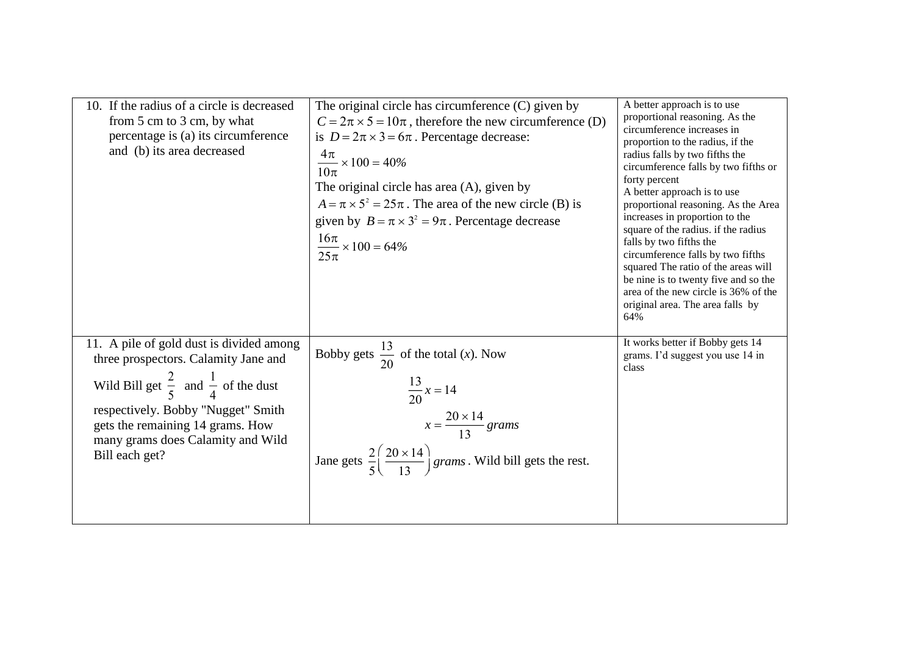| | | |
|---|---|---|
| 10. If the radius of a circle is decreased from 5 cm to 3 cm, by what percentage is (a) its circumference and (b) its area decreased | The original circle has circumference (C) given by $C = 2\pi \times 5 = 10\pi$, therefore the new circumference (D) is $D = 2\pi \times 3 = 6\pi$. Percentage decrease: $\frac{4\pi}{10\pi} \times 100 = 40\%$ The original circle has area (A), given by $A = \pi \times 5^2 = 25\pi$. The area of the new circle (B) is given by $B = \pi \times 3^2 = 9\pi$. Percentage decrease $\frac{16\pi}{25\pi} \times 100 = 64\%$ | A better approach is to use proportional reasoning. As the circumference increases in proportion to the radius, if the radius falls by two fifths the circumference falls by two fifths or forty percent A better approach is to use proportional reasoning. As the Area increases in proportion to the square of the radius. if the radius falls by two fifths the circumference falls by two fifths squared The ratio of the areas will be nine is to twenty five and so the area of the new circle is 36% of the original area. The area falls by 64% |
| 11. A pile of gold dust is divided among three prospectors. Calamity Jane and Wild Bill get $\frac{2}{5}$ and $\frac{1}{4}$ of the dust respectively. Bobby "Nugget" Smith gets the remaining 14 grams. How many grams does Calamity and Wild Bill each get? | Bobby gets $\frac{13}{20}$ of the total ($x$). Now $\frac{13}{20}x = 14$ $x = \frac{20 \times 14}{13}\,grams$ Jane gets $\frac{2}{5}\left(\frac{20 \times 14}{13}\right) grams$. Wild bill gets the rest. | It works better if Bobby gets 14 grams. I'd suggest you use 14 in class |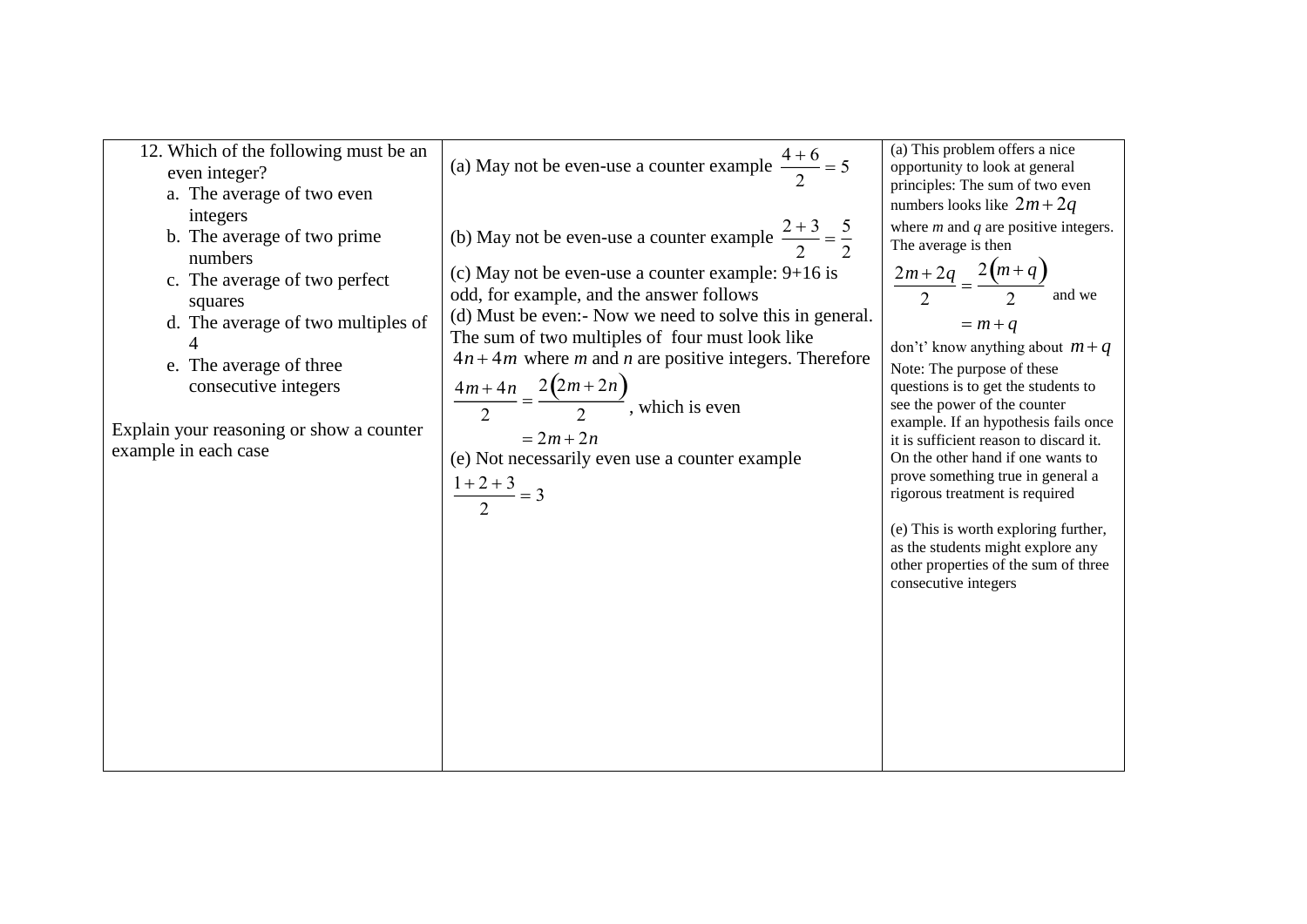| 12. Which of the following must be an even integer?<br>a. The average of two even integers<br>b. The average of two prime numbers<br>c. The average of two perfect squares<br>d. The average of two multiples of 4<br>e. The average of three consecutive integers<br><br>Explain your reasoning or show a counter example in each case | (a) May not be even-use a counter example $\frac{4+6}{2}=5$<br><br>(b) May not be even-use a counter example $\frac{2+3}{2}=\frac{5}{2}$<br>(c) May not be even-use a counter example: 9+16 is odd, for example, and the answer follows<br>(d) Must be even:- Now we need to solve this in general. The sum of two multiples of four must look like $4n+4m$ where *m* and *n* are positive integers. Therefore $\frac{4m+4n}{2}=\frac{2(2m+2n)}{2}$, which is even $=2m+2n$<br>(e) Not necessarily even use a counter example $\frac{1+2+3}{2}=3$ | (a) This problem offers a nice opportunity to look at general principles: The sum of two even numbers looks like $2m+2q$ where *m* and *q* are positive integers. The average is then $\frac{2m+2q}{2}=\frac{2(m+q)}{2}$ and we $=m+q$ don't' know anything about $m+q$<br>Note: The purpose of these questions is to get the students to see the power of the counter example. If an hypothesis fails once it is sufficient reason to discard it. On the other hand if one wants to prove something true in general a rigorous treatment is required<br><br>(e) This is worth exploring further, as the students might explore any other properties of the sum of three consecutive integers |
|---|---|---|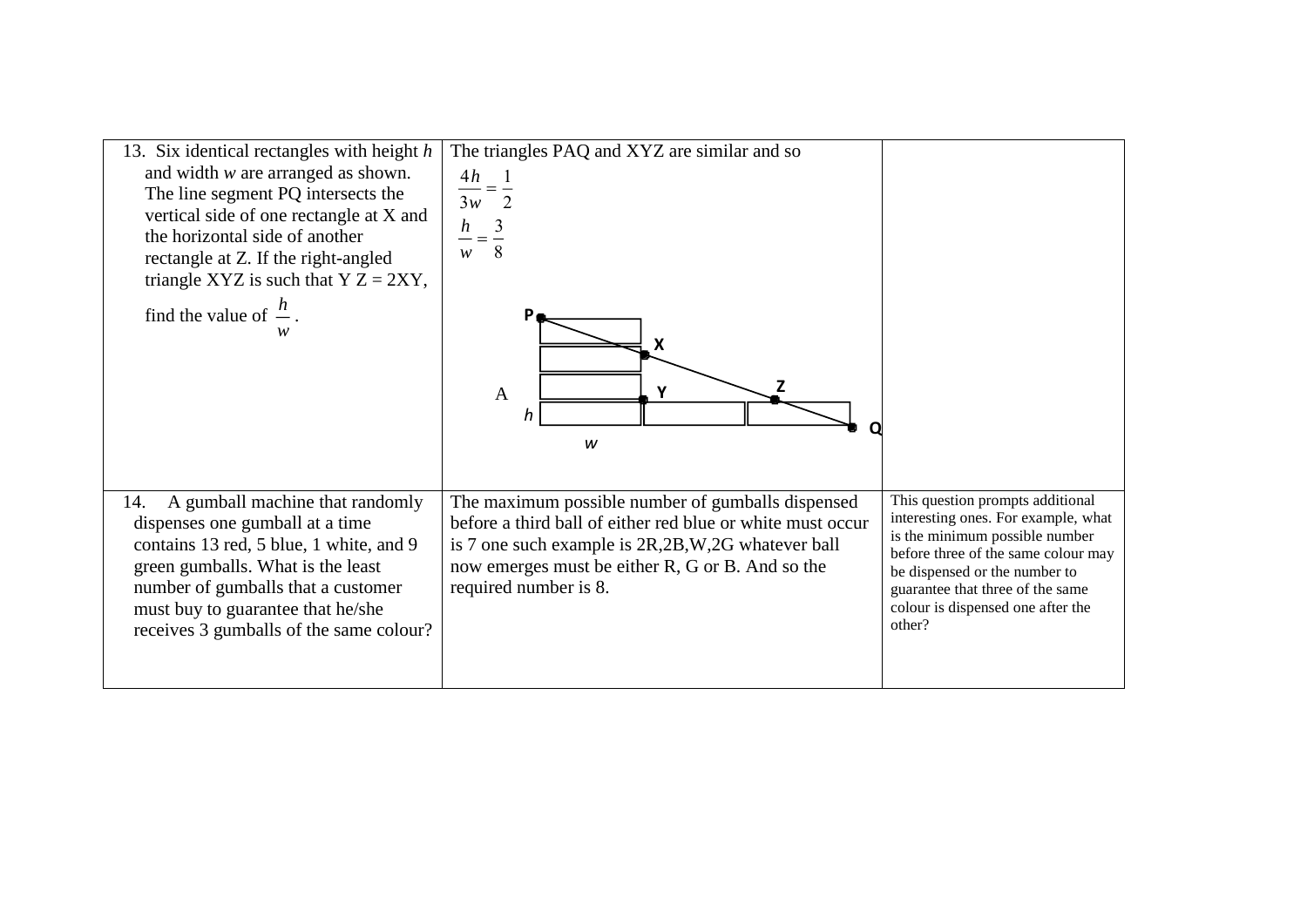| | | |
|---|---|---|
| 13. Six identical rectangles with height *h* and width *w* are arranged as shown. The line segment PQ intersects the vertical side of one rectangle at X and the horizontal side of another rectangle at Z. If the right-angled triangle XYZ is such that Y Z = 2XY, find the value of $\frac{h}{w}$ . | The triangles PAQ and XYZ are similar and so $\frac{4h}{3w} = \frac{1}{2}$ $\frac{h}{w} = \frac{3}{8}$ P X Z A Y Q *h* *w* | |
| 14. A gumball machine that randomly dispenses one gumball at a time contains 13 red, 5 blue, 1 white, and 9 green gumballs. What is the least number of gumballs that a customer must buy to guarantee that he/she receives 3 gumballs of the same colour? | The maximum possible number of gumballs dispensed before a third ball of either red blue or white must occur is 7 one such example is 2R,2B,W,2G whatever ball now emerges must be either R, G or B. And so the required number is 8. | This question prompts additional interesting ones. For example, what is the minimum possible number before three of the same colour may be dispensed or the number to guarantee that three of the same colour is dispensed one after the other? |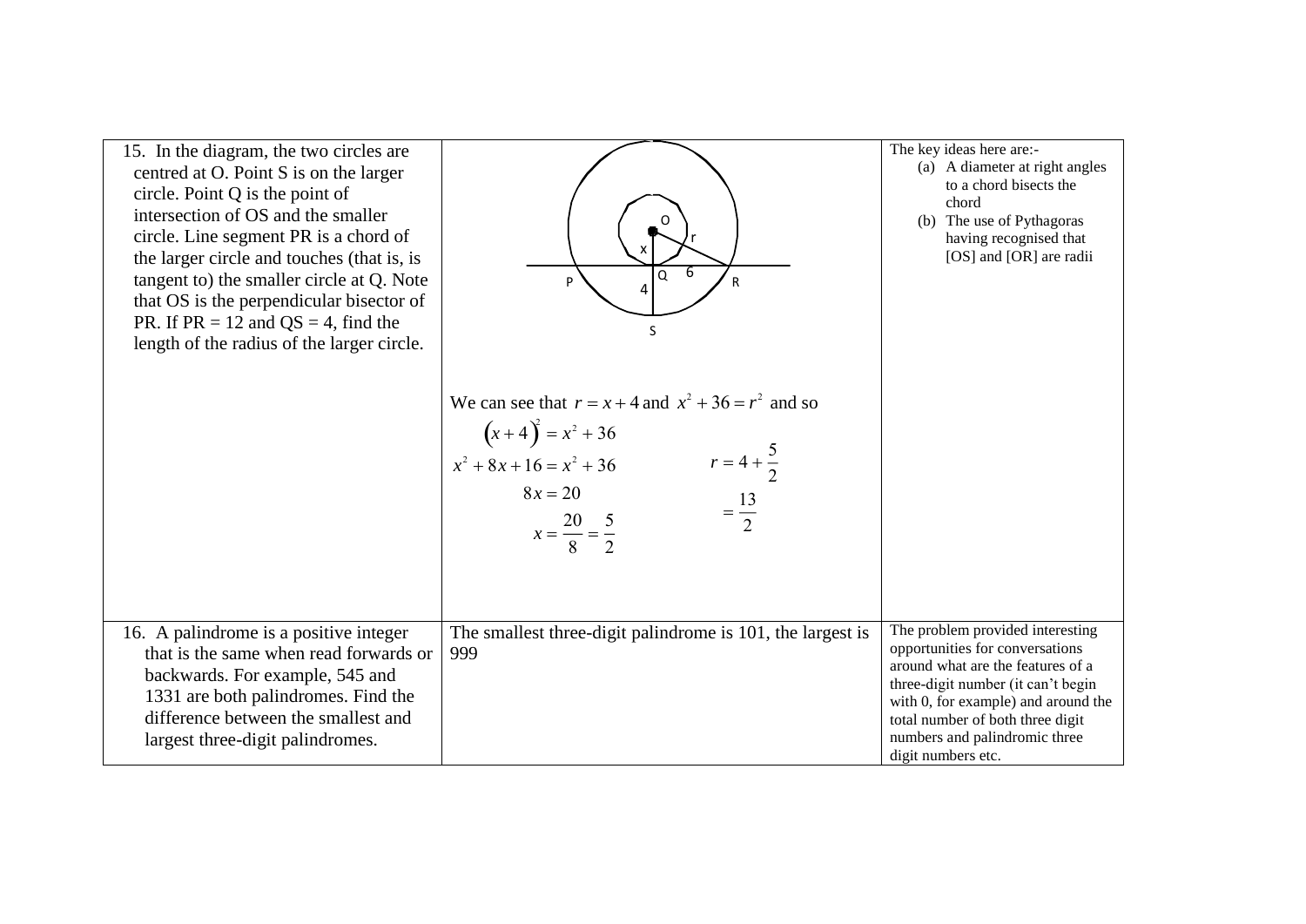| | | |
|---|---|---|
| 15. In the diagram, the two circles are centred at O. Point S is on the larger circle. Point Q is the point of intersection of OS and the smaller circle. Line segment PR is a chord of the larger circle and touches (that is, is tangent to) the smaller circle at Q. Note that OS is the perpendicular bisector of PR. If PR = 12 and QS = 4, find the length of the radius of the larger circle. | O, r, x, P, Q, 6, R, 4, S<br><br>We can see that $r = x + 4$ and $x^2 + 36 = r^2$ and so<br>$(x+4)^2 = x^2 + 36$<br>$x^2 + 8x + 16 = x^2 + 36$<br>$8x = 20$<br>$x = \frac{20}{8} = \frac{5}{2}$<br>$r = 4 + \frac{5}{2}$<br>$= \frac{13}{2}$ | The key ideas here are:-<br>(a) A diameter at right angles to a chord bisects the chord<br>(b) The use of Pythagoras having recognised that [OS] and [OR] are radii |
| 16. A palindrome is a positive integer that is the same when read forwards or backwards. For example, 545 and 1331 are both palindromes. Find the difference between the smallest and largest three-digit palindromes. | The smallest three-digit palindrome is 101, the largest is 999 | The problem provided interesting opportunities for conversations around what are the features of a three-digit number (it can't begin with 0, for example) and around the total number of both three digit numbers and palindromic three digit numbers etc. |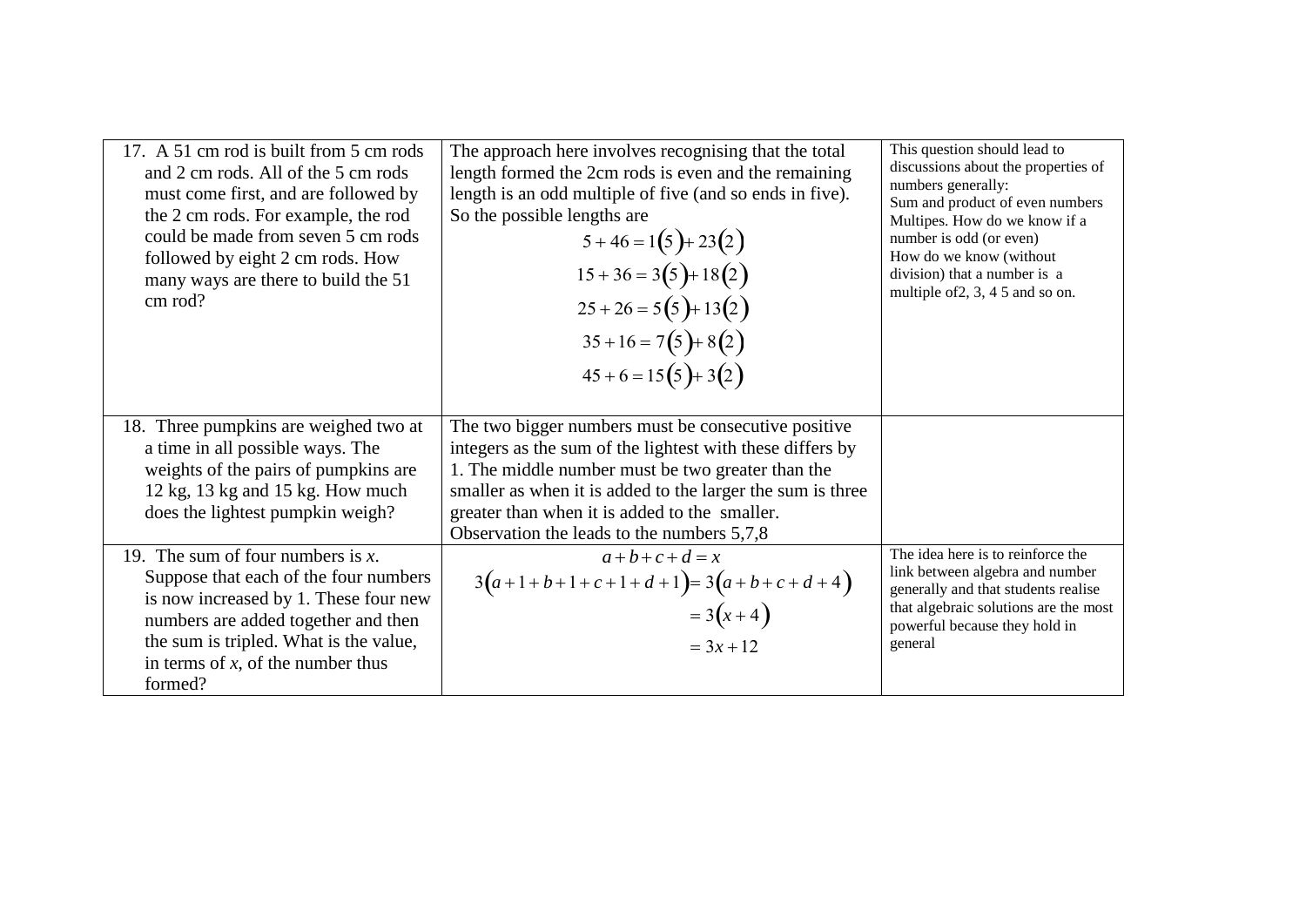| | | |
|---|---|---|
| 17. A 51 cm rod is built from 5 cm rods and 2 cm rods. All of the 5 cm rods must come first, and are followed by the 2 cm rods. For example, the rod could be made from seven 5 cm rods followed by eight 2 cm rods. How many ways are there to build the 51 cm rod? | The approach here involves recognising that the total length formed the 2cm rods is even and the remaining length is an odd multiple of five (and so ends in five). So the possible lengths are<br>$5+46=1(5)+23(2)$<br>$15+36=3(5)+18(2)$<br>$25+26=5(5)+13(2)$<br>$35+16=7(5)+8(2)$<br>$45+6=15(5)+3(2)$ | This question should lead to discussions about the properties of numbers generally:<br>Sum and product of even numbers<br>Multipes. How do we know if a number is odd (or even)<br>How do we know (without division) that a number is a multiple of2, 3, 4 5 and so on. |
| 18. Three pumpkins are weighed two at a time in all possible ways. The weights of the pairs of pumpkins are 12 kg, 13 kg and 15 kg. How much does the lightest pumpkin weigh? | The two bigger numbers must be consecutive positive integers as the sum of the lightest with these differs by 1. The middle number must be two greater than the smaller as when it is added to the larger the sum is three greater than when it is added to the smaller. Observation the leads to the numbers 5,7,8 | |
| 19. The sum of four numbers is $x$. Suppose that each of the four numbers is now increased by 1. These four new numbers are added together and then the sum is tripled. What is the value, in terms of $x$, of the number thus formed? | $a+b+c+d=x$<br>$3(a+1+b+1+c+1+d+1)=3(a+b+c+d+4)$<br>$=3(x+4)$<br>$=3x+12$ | The idea here is to reinforce the link between algebra and number generally and that students realise that algebraic solutions are the most powerful because they hold in general |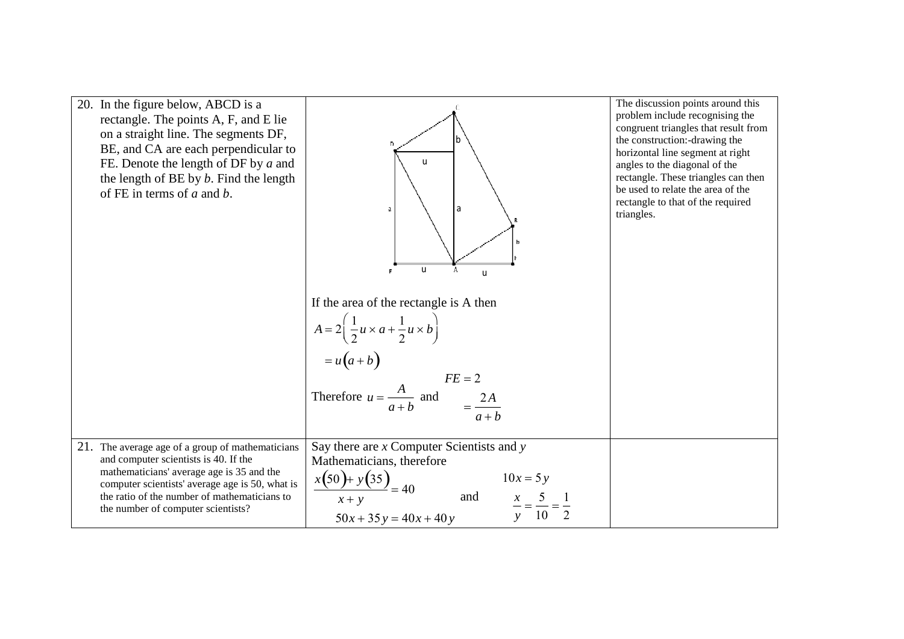| | | |
|---|---|---|
| 20. In the figure below, ABCD is a rectangle. The points A, F, and E lie on a straight line. The segments DF, BE, and CA are each perpendicular to FE. Denote the length of DF by *a* and the length of BE by *b*. Find the length of FE in terms of *a* and *b*. | If the area of the rectangle is A then $A = 2\left(\frac{1}{2}u \times a + \frac{1}{2}u \times b\right)$ $= u(a+b)$ Therefore $u = \frac{A}{a+b}$ and $FE = 2 = \frac{2A}{a+b}$ | The discussion points around this problem include recognising the congruent triangles that result from the construction:-drawing the horizontal line segment at right angles to the diagonal of the rectangle. These triangles can then be used to relate the area of the rectangle to that of the required triangles. |
| 21. The average age of a group of mathematicians and computer scientists is 40. If the mathematicians' average age is 35 and the computer scientists' average age is 50, what is the ratio of the number of mathematicians to the number of computer scientists? | Say there are *x* Computer Scientists and *y* Mathematicians, therefore $\frac{x(50)+y(35)}{x+y} = 40$ $50x + 35y = 40x + 40y$ and $10x = 5y$ $\frac{x}{y} = \frac{5}{10} = \frac{1}{2}$ | |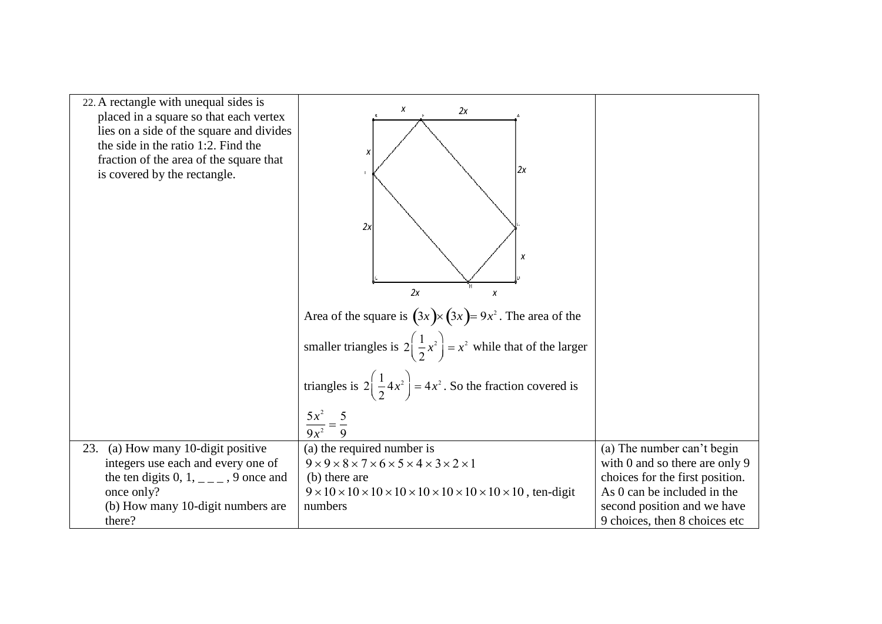| | | |
|---|---|---|
| 22. A rectangle with unequal sides is placed in a square so that each vertex lies on a side of the square and divides the side in the ratio 1:2. Find the fraction of the area of the square that is covered by the rectangle. | Area of the square is $(3x)\times(3x)=9x^2$. The area of the smaller triangles is $2\left(\frac{1}{2}x^2\right)=x^2$ while that of the larger triangles is $2\left(\frac{1}{2}4x^2\right)=4x^2$. So the fraction covered is $\frac{5x^2}{9x^2}=\frac{5}{9}$ | |
| 23. (a) How many 10-digit positive integers use each and every one of the ten digits 0, 1, _ _ _ , 9 once and once only? (b) How many 10-digit numbers are there? | (a) the required number is $9\times9\times8\times7\times6\times5\times4\times3\times2\times1$ (b) there are $9\times10\times10\times10\times10\times10\times10\times10\times10\times10$, ten-digit numbers | (a) The number can't begin with 0 and so there are only 9 choices for the first position. As 0 can be included in the second position and we have 9 choices, then 8 choices etc |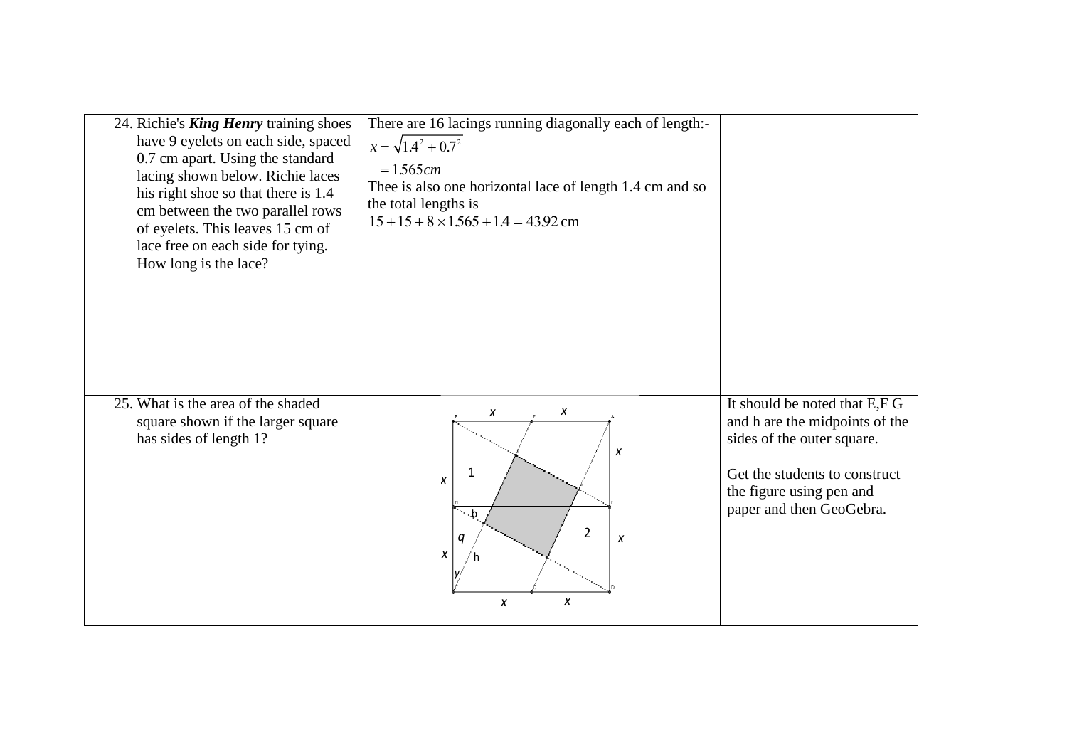| | | |
|---|---|---|
| 24. Richie's ***King Henry*** training shoes have 9 eyelets on each side, spaced 0.7 cm apart. Using the standard lacing shown below. Richie laces his right shoe so that there is 1.4 cm between the two parallel rows of eyelets. This leaves 15 cm of lace free on each side for tying. How long is the lace? | There are 16 lacings running diagonally each of length:- $x = \sqrt{1.4^2 + 0.7^2}$ $= 1.565cm$ Thee is also one horizontal lace of length 1.4 cm and so the total lengths is $15 + 15 + 8 \times 1.565 + 1.4 = 43.92$ cm | |
| 25. What is the area of the shaded square shown if the larger square has sides of length 1? | | It should be noted that E,F G and h are the midpoints of the sides of the outer square. Get the students to construct the figure using pen and paper and then GeoGebra. |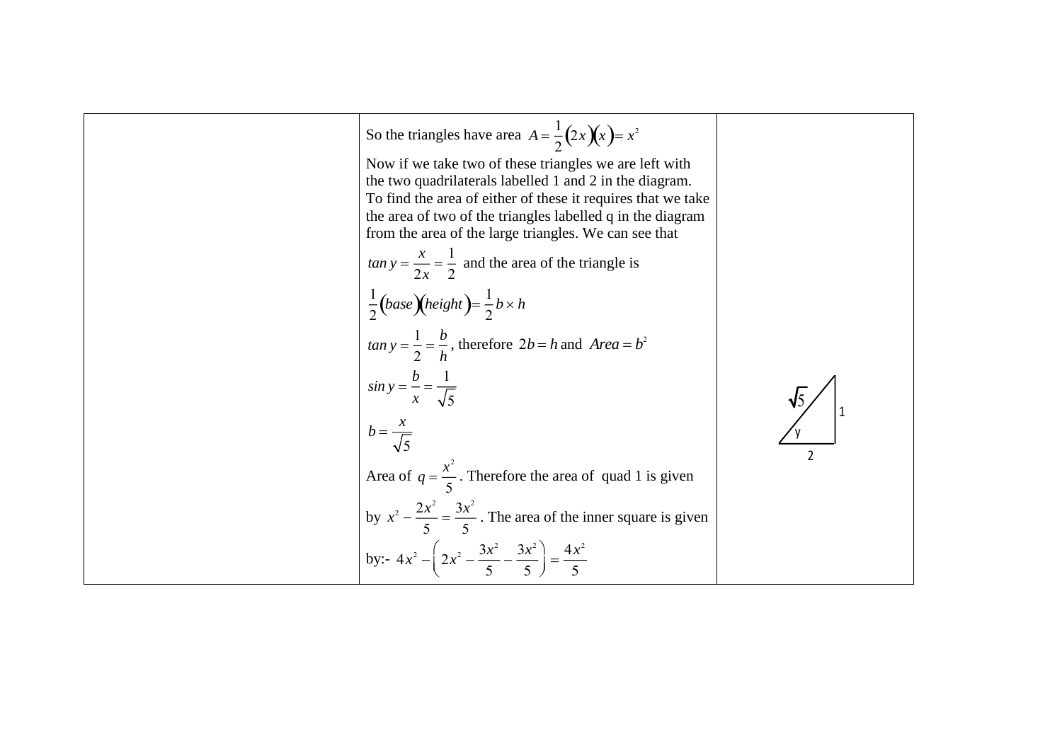| | | |
|---|---|---|
| | So the triangles have area $A = \frac{1}{2}(2x)(x) = x^2$<br><br>Now if we take two of these triangles we are left with the two quadrilaterals labelled 1 and 2 in the diagram. To find the area of either of these it requires that we take the area of two of the triangles labelled q in the diagram from the area of the large triangles. We can see that<br><br>$\tan y = \frac{x}{2x} = \frac{1}{2}$ and the area of the triangle is<br><br>$\frac{1}{2}(base)(height) = \frac{1}{2} b \times h$<br><br>$\tan y = \frac{1}{2} = \frac{b}{h}$, therefore $2b = h$ and $Area = b^2$<br><br>$\sin y = \frac{b}{x} = \frac{1}{\sqrt{5}}$<br><br>$b = \frac{x}{\sqrt{5}}$<br><br>Area of $q = \frac{x^2}{5}$. Therefore the area of quad 1 is given by $x^2 - \frac{2x^2}{5} = \frac{3x^2}{5}$. The area of the inner square is given by:- $4x^2 - \left(2x^2 - \frac{3x^2}{5} - \frac{3x^2}{5}\right) = \frac{4x^2}{5}$ | $\sqrt{5}$<br>1<br>y<br>2 |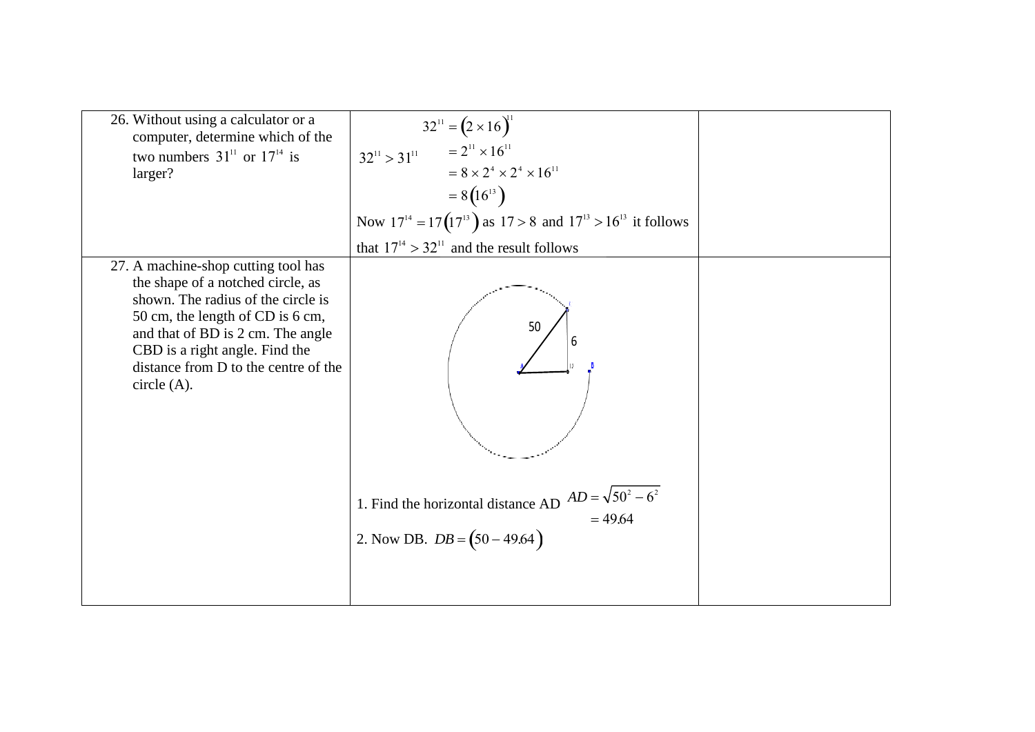| | | |
|---|---|---|
| 26. Without using a calculator or a computer, determine which of the two numbers $31^{11}$ or $17^{14}$ is larger? | $32^{11} > 31^{11}$ $\quad 32^{11} = (2 \times 16)^{11}$ $= 2^{11} \times 16^{11}$ $= 8 \times 2^4 \times 2^4 \times 16^{11}$ $= 8(16^{13})$ Now $17^{14} = 17(17^{13})$ as $17 > 8$ and $17^{13} > 16^{13}$ it follows that $17^{14} > 32^{11}$ and the result follows | |
| 27. A machine-shop cutting tool has the shape of a notched circle, as shown. The radius of the circle is 50 cm, the length of CD is 6 cm, and that of BD is 2 cm. The angle CBD is a right angle. Find the distance from D to the centre of the circle (A). | 50 6 1. Find the horizontal distance AD $AD = \sqrt{50^2 - 6^2}$ $= 49.64$ 2. Now DB. $DB = (50 - 49.64)$ | |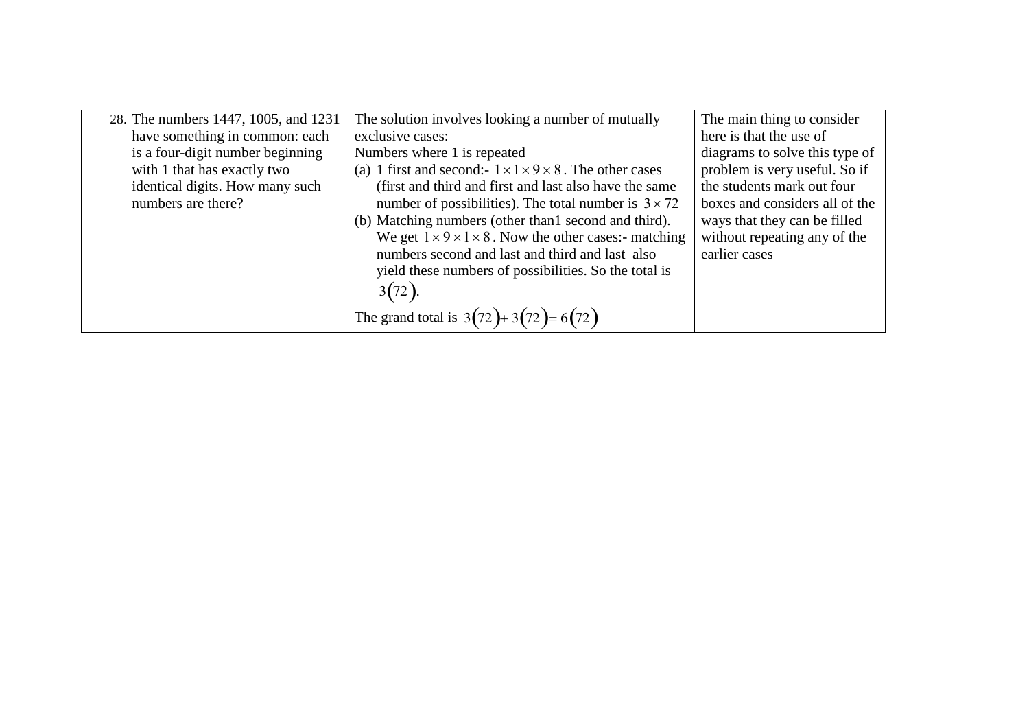| | | |
|---|---|---|
| 28. The numbers 1447, 1005, and 1231 have something in common: each is a four-digit number beginning with 1 that has exactly two identical digits. How many such numbers are there? | The solution involves looking a number of mutually exclusive cases:<br>Numbers where 1 is repeated<br>(a) 1 first and second:- $1 \times 1 \times 9 \times 8$. The other cases (first and third and first and last also have the same number of possibilities). The total number is $3 \times 72$<br>(b) Matching numbers (other than1 second and third). We get $1 \times 9 \times 1 \times 8$. Now the other cases:- matching numbers second and last and third and last also yield these numbers of possibilities. So the total is $3(72)$.<br>The grand total is $3(72) + 3(72) = 6(72)$ | The main thing to consider here is that the use of diagrams to solve this type of problem is very useful. So if the students mark out four boxes and considers all of the ways that they can be filled without repeating any of the earlier cases |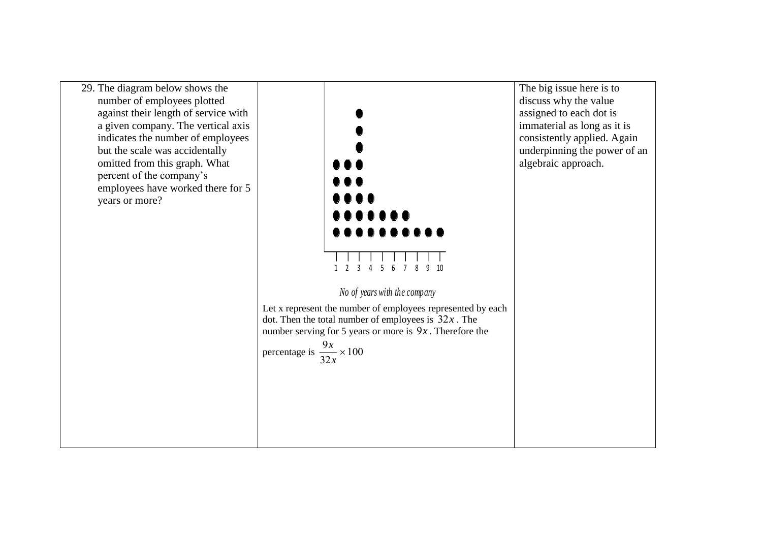| | | |
|---|---|---|
| 29. The diagram below shows the number of employees plotted against their length of service with a given company. The vertical axis indicates the number of employees but the scale was accidentally omitted from this graph. What percent of the company's employees have worked there for 5 years or more? | 1 2 3 4 5 6 7 8 9 10<br><br>*No of years with the company*<br><br>Let x represent the number of employees represented by each dot. Then the total number of employees is $32x$. The number serving for 5 years or more is $9x$. Therefore the percentage is $\frac{9x}{32x} \times 100$ | The big issue here is to discuss why the value assigned to each dot is immaterial as long as it is consistently applied. Again underpinning the power of an algebraic approach. |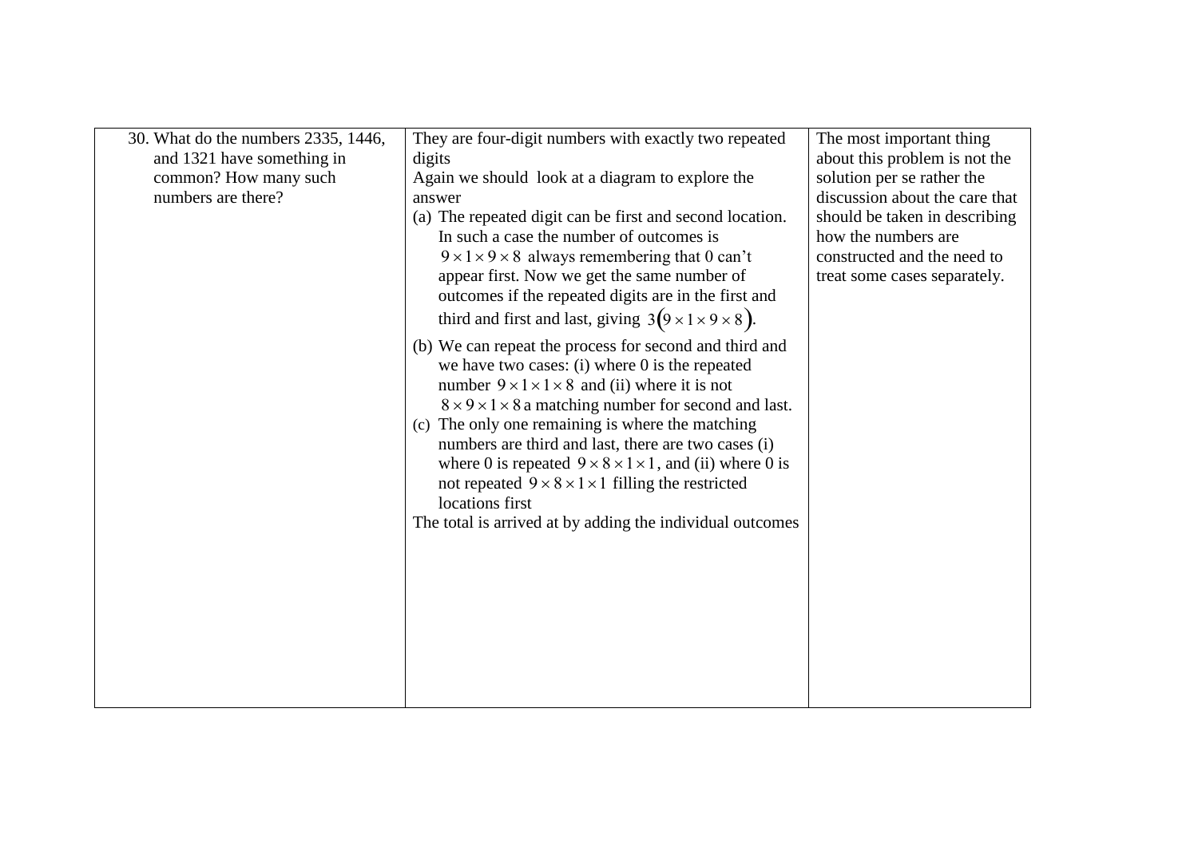| | | |
|---|---|---|
| 30. What do the numbers 2335, 1446, and 1321 have something in common? How many such numbers are there? | They are four-digit numbers with exactly two repeated digits<br>Again we should look at a diagram to explore the answer<br>(a) The repeated digit can be first and second location. In such a case the number of outcomes is $9 \times 1 \times 9 \times 8$ always remembering that 0 can't appear first. Now we get the same number of outcomes if the repeated digits are in the first and third and first and last, giving $3(9 \times 1 \times 9 \times 8)$.<br>(b) We can repeat the process for second and third and we have two cases: (i) where 0 is the repeated number $9 \times 1 \times 1 \times 8$ and (ii) where it is not $8 \times 9 \times 1 \times 8$ a matching number for second and last.<br>(c) The only one remaining is where the matching numbers are third and last, there are two cases (i) where 0 is repeated $9 \times 8 \times 1 \times 1$, and (ii) where 0 is not repeated $9 \times 8 \times 1 \times 1$ filling the restricted locations first<br>The total is arrived at by adding the individual outcomes | The most important thing about this problem is not the solution per se rather the discussion about the care that should be taken in describing how the numbers are constructed and the need to treat some cases separately. |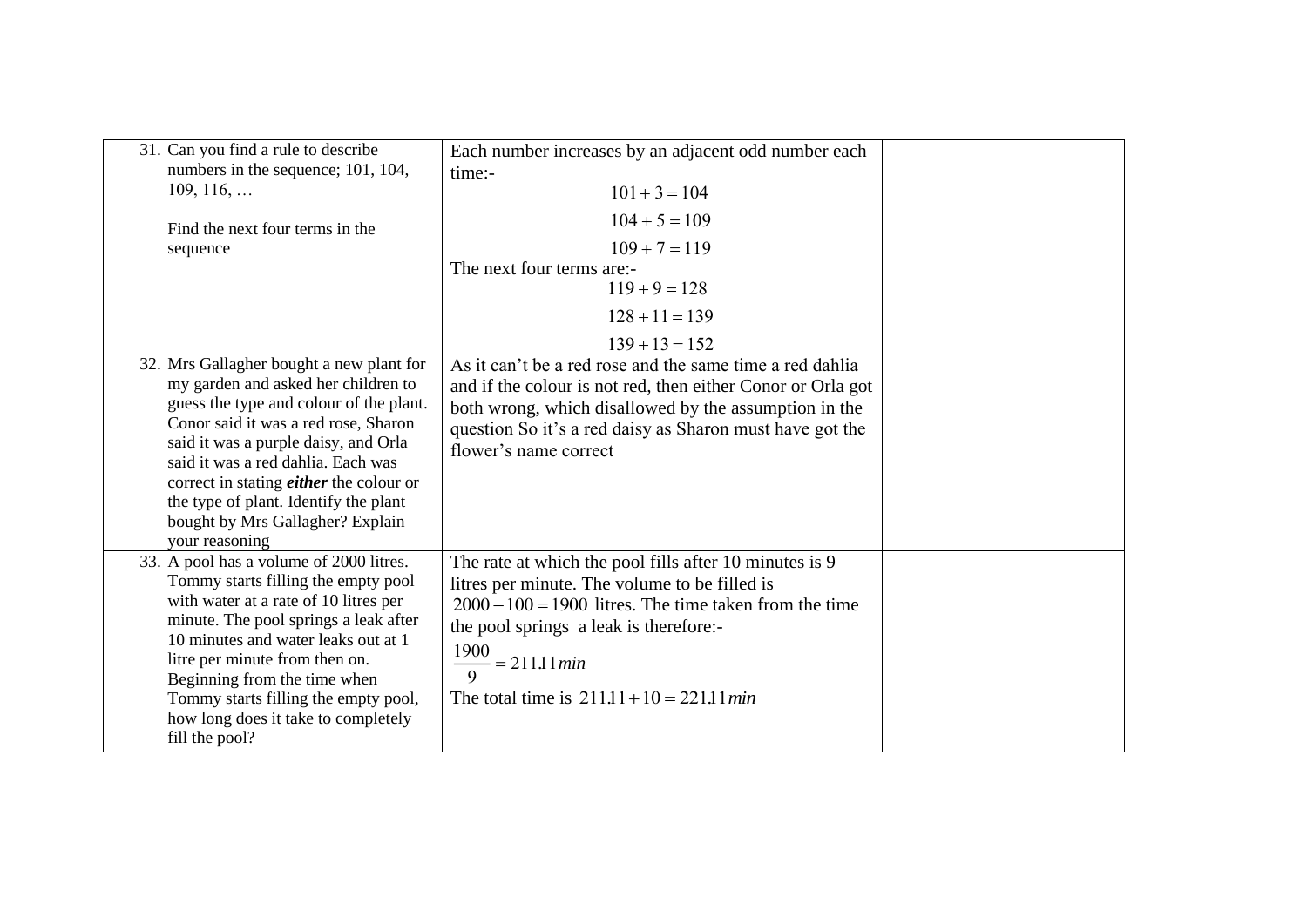| | | |
|---|---|---|
| 31. Can you find a rule to describe numbers in the sequence; 101, 104, 109, 116, … <br><br> Find the next four terms in the sequence | Each number increases by an adjacent odd number each time:- <br> $101+3=104$ <br> $104+5=109$ <br> $109+7=119$ <br> The next four terms are:- <br> $119+9=128$ <br> $128+11=139$ <br> $139+13=152$ | |
| 32. Mrs Gallagher bought a new plant for my garden and asked her children to guess the type and colour of the plant. Conor said it was a red rose, Sharon said it was a purple daisy, and Orla said it was a red dahlia. Each was correct in stating ***either*** the colour or the type of plant. Identify the plant bought by Mrs Gallagher? Explain your reasoning | As it can't be a red rose and the same time a red dahlia and if the colour is not red, then either Conor or Orla got both wrong, which disallowed by the assumption in the question So it's a red daisy as Sharon must have got the flower's name correct | |
| 33. A pool has a volume of 2000 litres. Tommy starts filling the empty pool with water at a rate of 10 litres per minute. The pool springs a leak after 10 minutes and water leaks out at 1 litre per minute from then on. Beginning from the time when Tommy starts filling the empty pool, how long does it take to completely fill the pool? | The rate at which the pool fills after 10 minutes is 9 litres per minute. The volume to be filled is $2000-100=1900$ litres. The time taken from the time the pool springs a leak is therefore:- <br> $\frac{1900}{9}=211.11\,min$ <br> The total time is $211.11+10=221.11\,min$ | |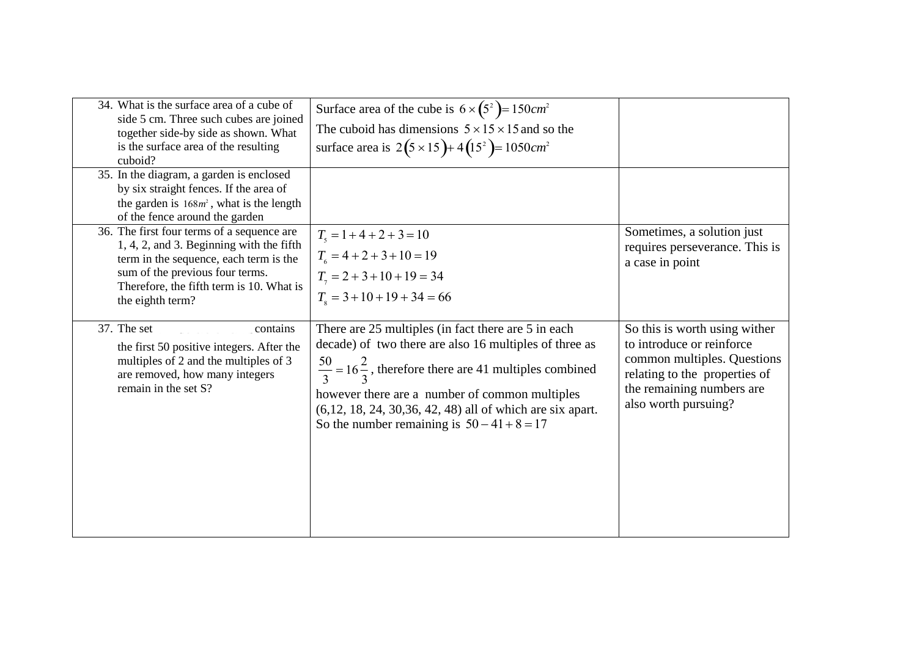| | | |
|---|---|---|
| 34. What is the surface area of a cube of side 5 cm. Three such cubes are joined together side-by side as shown. What is the surface area of the resulting cuboid? | Surface area of the cube is $6\times\left(5^2\right)=150cm^2$ The cuboid has dimensions $5\times15\times15$ and so the surface area is $2\left(5\times15\right)+4\left(15^2\right)=1050cm^2$ | |
| 35. In the diagram, a garden is enclosed by six straight fences. If the area of the garden is $168m^2$, what is the length of the fence around the garden | | |
| 36. The first four terms of a sequence are 1, 4, 2, and 3. Beginning with the fifth term in the sequence, each term is the sum of the previous four terms. Therefore, the fifth term is 10. What is the eighth term? | $T_5=1+4+2+3=10$ $T_6=4+2+3+10=19$ $T_7=2+3+10+19=34$ $T_8=3+10+19+34=66$ | Sometimes, a solution just requires perseverance. This is a case in point |
| 37. The set contains the first 50 positive integers. After the multiples of 2 and the multiples of 3 are removed, how many integers remain in the set S? | There are 25 multiples (in fact there are 5 in each decade) of two there are also 16 multiples of three as $\frac{50}{3}=16\frac{2}{3}$, therefore there are 41 multiples combined however there are a number of common multiples (6,12, 18, 24, 30,36, 42, 48) all of which are six apart. So the number remaining is $50-41+8=17$ | So this is worth using wither to introduce or reinforce common multiples. Questions relating to the properties of the remaining numbers are also worth pursuing? |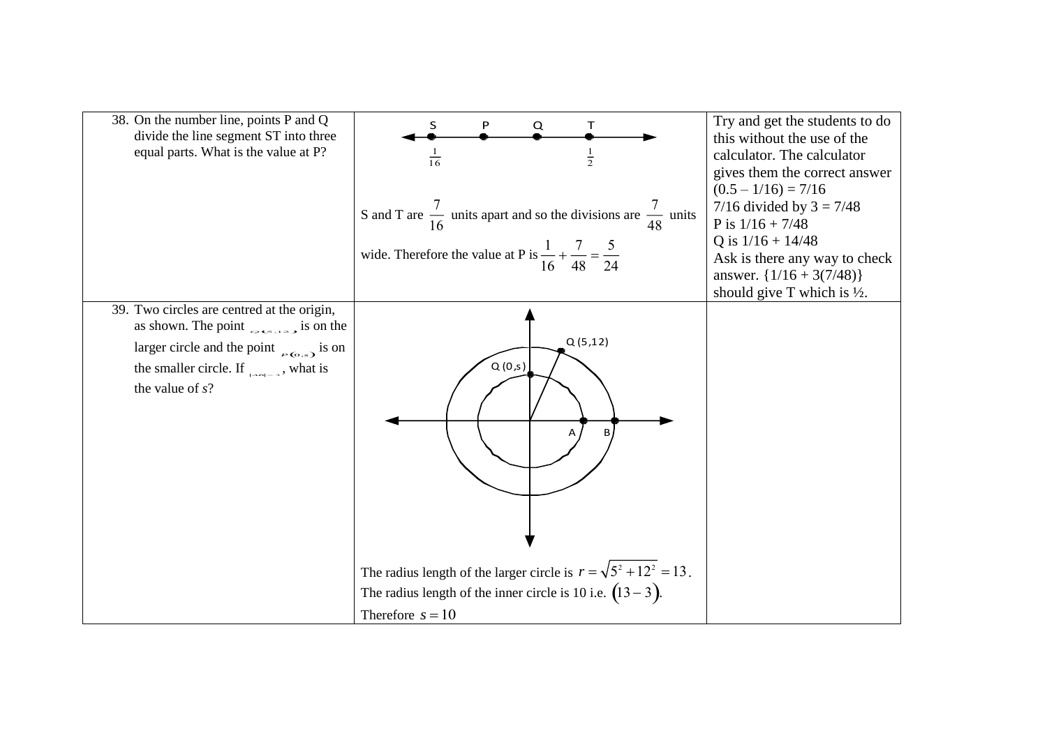| | | |
|---|---|---|
| 38. On the number line, points P and Q divide the line segment ST into three equal parts. What is the value at P? | S P Q T<br>$\frac{1}{16}$ $\frac{1}{2}$<br><br>S and T are $\frac{7}{16}$ units apart and so the divisions are $\frac{7}{48}$ units wide. Therefore the value at P is $\frac{1}{16}+\frac{7}{48}=\frac{5}{24}$ | Try and get the students to do this without the use of the calculator. The calculator gives them the correct answer<br>(0.5 – 1/16) = 7/16<br>7/16 divided by 3 = 7/48<br>P is 1/16 + 7/48<br>Q is 1/16 + 14/48<br>Ask is there any way to check answer. {1/16 + 3(7/48)} should give T which is ½. |
| 39. Two circles are centred at the origin, as shown. The point $Q(5,12)$ is on the larger circle and the point $P(0,s)$ is on the smaller circle. If $\|AB\|=3$, what is the value of $s$? | Q (5,12)<br>Q (0,s)<br>A B<br><br>The radius length of the larger circle is $r=\sqrt{5^2+12^2}=13$.<br>The radius length of the inner circle is 10 i.e. $(13-3)$.<br>Therefore $s=10$ | |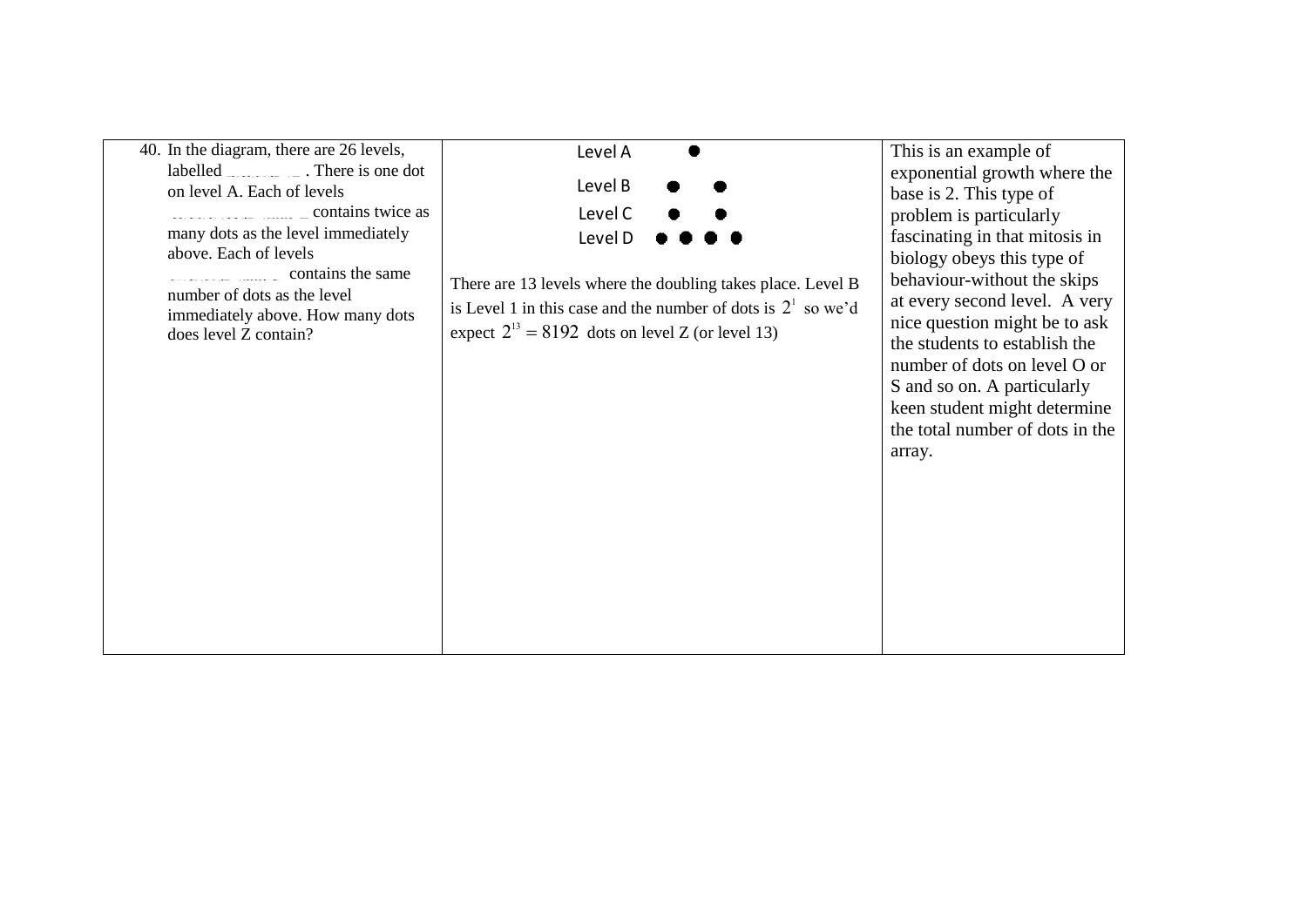| | | |
|---|---|---|
| 40. In the diagram, there are 26 levels, labelled . There is one dot on level A. Each of levels contains twice as many dots as the level immediately above. Each of levels contains the same number of dots as the level immediately above. How many dots does level Z contain? | Level A ● <br> Level B ● ● <br> Level C ● ● <br> Level D ● ● ● ● <br><br> There are 13 levels where the doubling takes place. Level B is Level 1 in this case and the number of dots is $2^1$ so we'd expect $2^{13} = 8192$ dots on level Z (or level 13) | This is an example of exponential growth where the base is 2. This type of problem is particularly fascinating in that mitosis in biology obeys this type of behaviour-without the skips at every second level. A very nice question might be to ask the students to establish the number of dots on level O or S and so on. A particularly keen student might determine the total number of dots in the array. |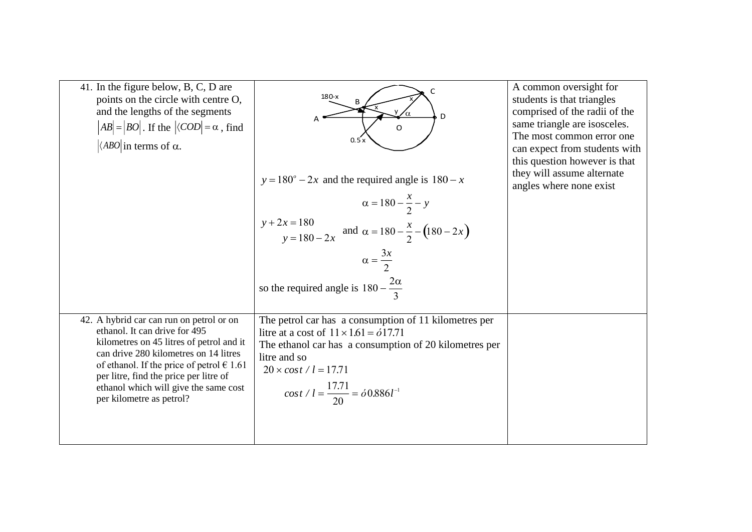| | | |
|---|---|---|
| 41. In the figure below, B, C, D are points on the circle with centre O, and the lengths of the segments $\|AB\| = \|BO\|$. If the $\|\langle COD\| = \alpha$, find $\|\langle ABO\|$ in terms of α. | 180-x B x C x y α A O D 0.5 x<br><br>$y = 180^o - 2x$ and the required angle is $180 - x$<br><br>$$\alpha = 180 - \frac{x}{2} - y$$<br><br>$y + 2x = 180$<br>$y = 180 - 2x$ and $\alpha = 180 - \frac{x}{2} - (180 - 2x)$<br><br>$$\alpha = \frac{3x}{2}$$<br><br>so the required angle is $180 - \frac{2\alpha}{3}$ | A common oversight for students is that triangles comprised of the radii of the same triangle are isosceles. The most common error one can expect from students with this question however is that they will assume alternate angles where none exist |
| 42. A hybrid car can run on petrol or on ethanol. It can drive for 495 kilometres on 45 litres of petrol and it can drive 280 kilometres on 14 litres of ethanol. If the price of petrol € 1.61 per litre, find the price per litre of ethanol which will give the same cost per kilometre as petrol? | The petrol car has a consumption of 11 kilometres per litre at a cost of $11 \times 1.61 = ó17.71$<br>The ethanol car has a consumption of 20 kilometres per litre and so<br>$20 \times cost / l = 17.71$<br><br>$$cost / l = \frac{17.71}{20} = ó0.886l^{-1}$$ | |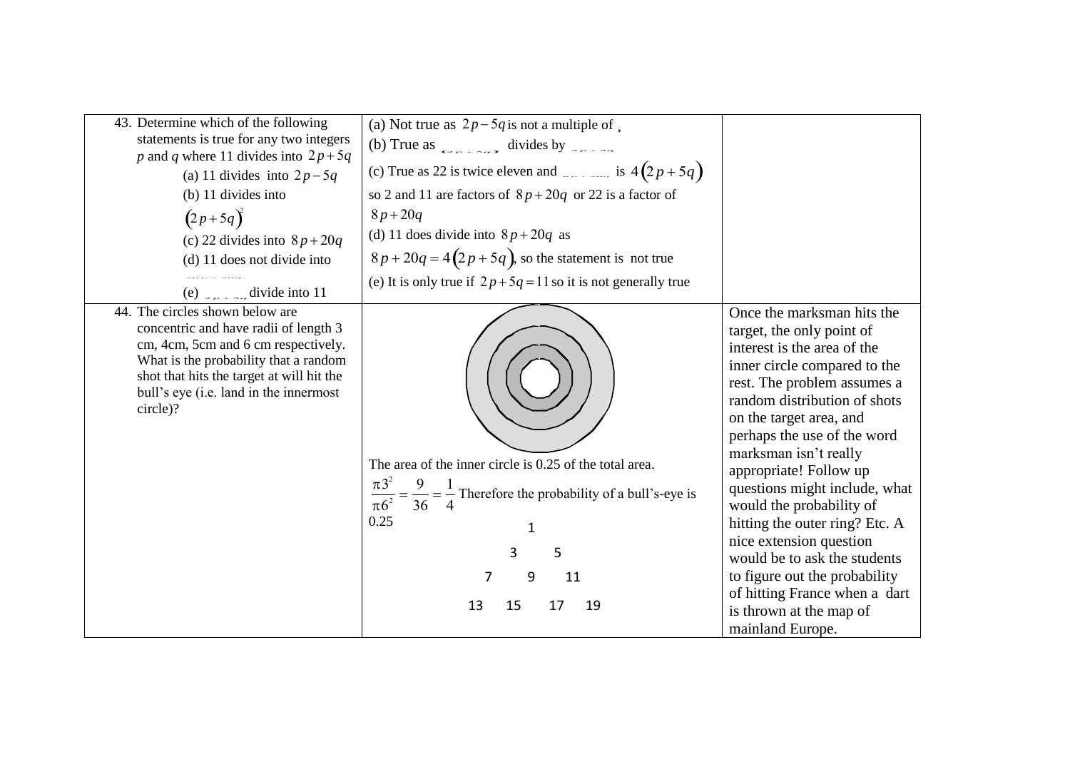| | | |
|---|---|---|
| 43. Determine which of the following statements is true for any two integers *p* and *q* where 11 divides into $2p+5q$<br>(a) 11 divides into $2p-5q$<br>(b) 11 divides into $(2p+5q)^2$<br>(c) 22 divides into $8p+20q$<br>(d) 11 does not divide into<br>(e) divide into 11 | (a) Not true as $2p-5q$ is not a multiple of<br>(b) True as divides by<br>(c) True as 22 is twice eleven and is $4(2p+5q)$ so 2 and 11 are factors of $8p+20q$ or 22 is a factor of $8p+20q$<br>(d) 11 does divide into $8p+20q$ as $8p+20q=4(2p+5q)$, so the statement is not true<br>(e) It is only true if $2p+5q=11$ so it is not generally true | |
| 44. The circles shown below are concentric and have radii of length 3 cm, 4cm, 5cm and 6 cm respectively. What is the probability that a random shot that hits the target at will hit the bull's eye (i.e. land in the innermost circle)? | The area of the inner circle is 0.25 of the total area.<br>$\frac{\pi 3^2}{\pi 6^2}=\frac{9}{36}=\frac{1}{4}$ Therefore the probability of a bull's-eye is 0.25<br>1<br>3 5<br>7 9 11<br>13 15 17 19 | Once the marksman hits the target, the only point of interest is the area of the inner circle compared to the rest. The problem assumes a random distribution of shots on the target area, and perhaps the use of the word marksman isn't really appropriate! Follow up questions might include, what would the probability of hitting the outer ring? Etc. A nice extension question would be to ask the students to figure out the probability of hitting France when a dart is thrown at the map of mainland Europe. |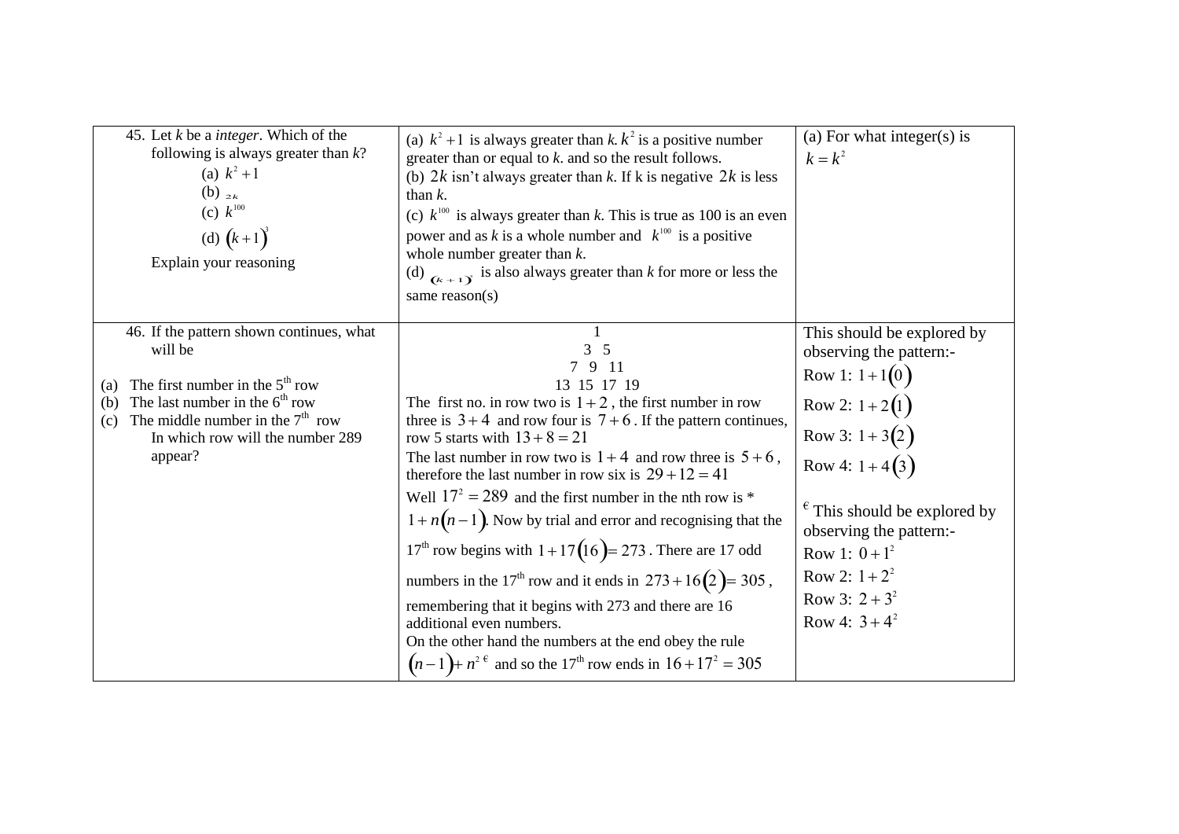| | | |
|---|---|---|
| 45. Let $k$ be a *integer*. Which of the following is always greater than $k$?<br>(a) $k^2+1$<br>(b) $2k$<br>(c) $k^{100}$<br>(d) $(k+1)^3$<br>Explain your reasoning | (a) $k^2+1$ is always greater than $k$. $k^2$ is a positive number greater than or equal to $k$. and so the result follows.<br>(b) $2k$ isn't always greater than $k$. If k is negative $2k$ is less than $k$.<br>(c) $k^{100}$ is always greater than $k$. This is true as 100 is an even power and as $k$ is a whole number and $k^{100}$ is a positive whole number greater than $k$.<br>(d) $(k+1)^3$ is also always greater than $k$ for more or less the same reason(s) | (a) For what integer(s) is $k = k^2$ |
| 46. If the pattern shown continues, what will be<br>(a) The first number in the $5^{th}$ row<br>(b) The last number in the $6^{th}$ row<br>(c) The middle number in the $7^{th}$ row<br>In which row will the number 289 appear? | 1<br>3 5<br>7 9 11<br>13 15 17 19<br>The first no. in row two is $1+2$, the first number in row three is $3+4$ and row four is $7+6$. If the pattern continues, row 5 starts with $13+8=21$<br>The last number in row two is $1+4$ and row three is $5+6$, therefore the last number in row six is $29+12=41$<br>Well $17^2=289$ and the first number in the nth row is * $1+n(n-1)$. Now by trial and error and recognising that the $17^{th}$ row begins with $1+17(16)=273$. There are 17 odd numbers in the $17^{th}$ row and it ends in $273+16(2)=305$, remembering that it begins with 273 and there are 16 additional even numbers.<br>On the other hand the numbers at the end obey the rule $(n-1)+n^2$ € and so the $17^{th}$ row ends in $16+17^2=305$ | This should be explored by observing the pattern:-<br>Row 1: $1+1(0)$<br>Row 2: $1+2(1)$<br>Row 3: $1+3(2)$<br>Row 4: $1+4(3)$<br><br>€ This should be explored by observing the pattern:-<br>Row 1: $0+1^2$<br>Row 2: $1+2^2$<br>Row 3: $2+3^2$<br>Row 4: $3+4^2$ |